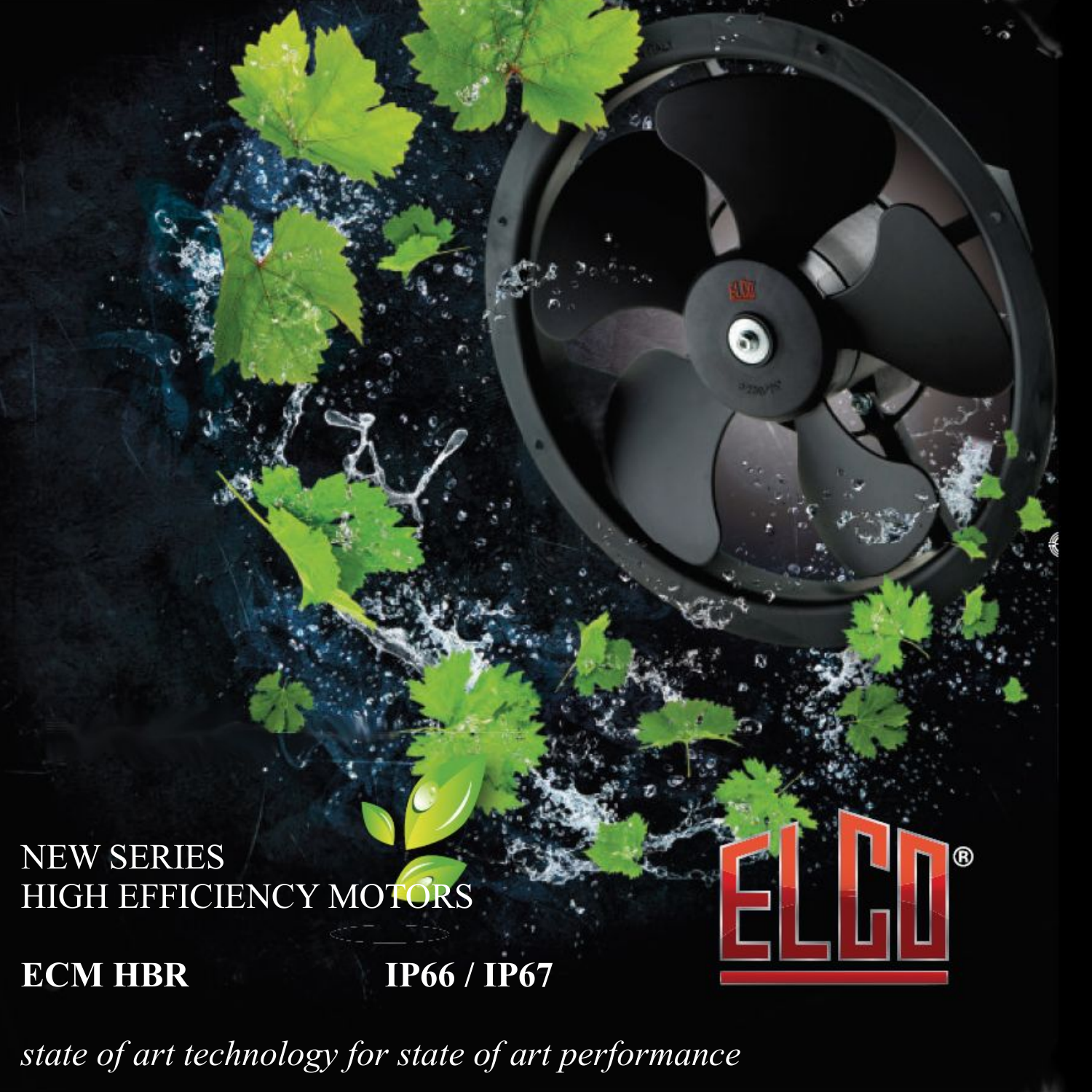NEW SERIES
HIGH EFFICIENCY MOTORS

**ECM HBR** **IP66 / IP67**

ELCO®

*state of art technology for state of art performance*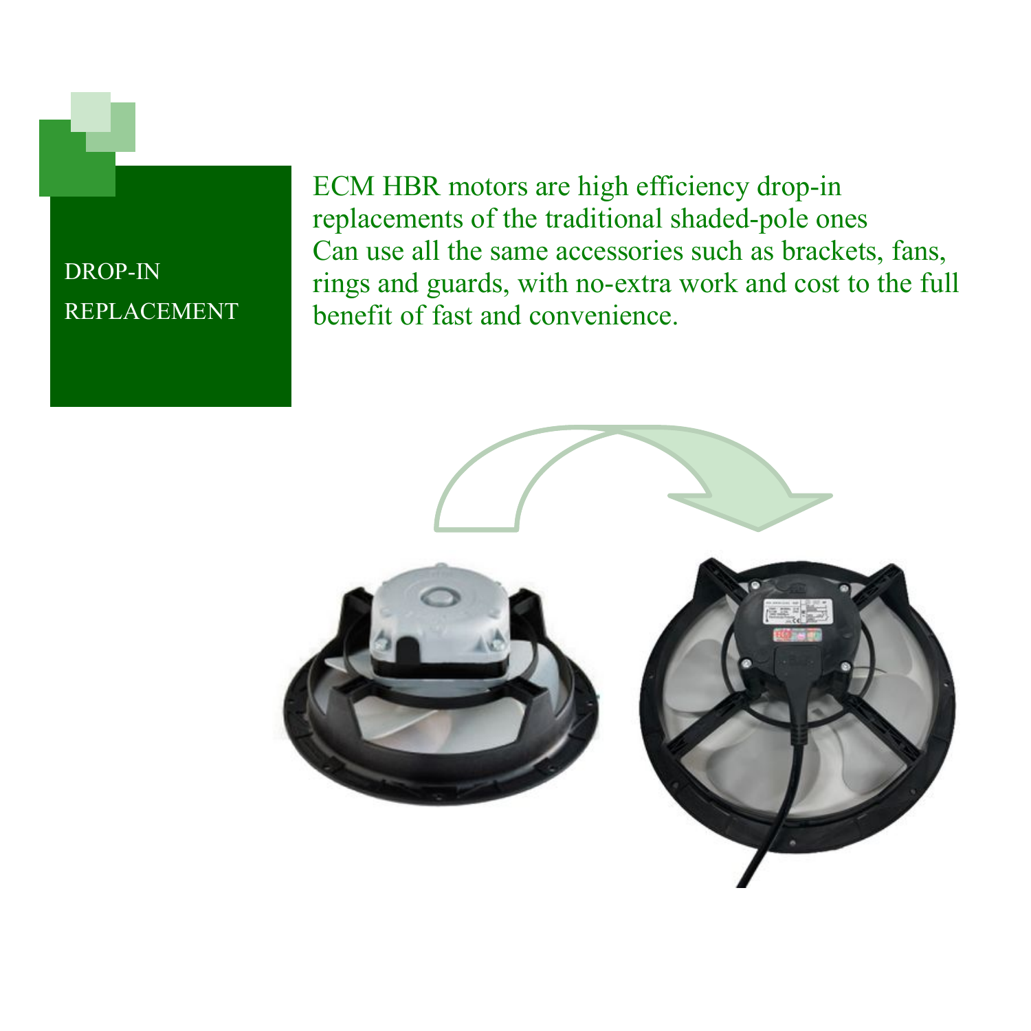## DROP-IN REPLACEMENT

ECM HBR motors are high efficiency drop-in replacements of the traditional shaded-pole ones
Can use all the same accessories such as brackets, fans, rings and guards, with no-extra work and cost to the full benefit of fast and convenience.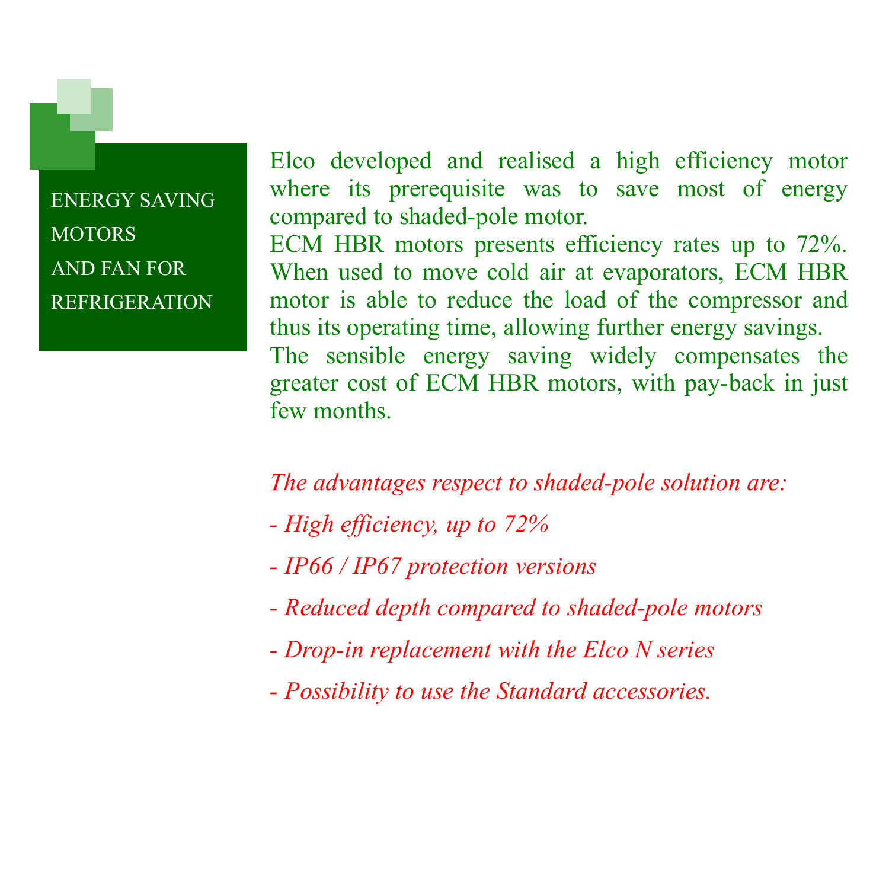# ENERGY SAVING MOTORS AND FAN FOR REFRIGERATION

Elco developed and realised a high efficiency motor where its prerequisite was to save most of energy compared to shaded-pole motor.

ECM HBR motors presents efficiency rates up to 72%. When used to move cold air at evaporators, ECM HBR motor is able to reduce the load of the compressor and thus its operating time, allowing further energy savings.

The sensible energy saving widely compensates the greater cost of ECM HBR motors, with pay-back in just few months.

*The advantages respect to shaded-pole solution are:*

*- High efficiency, up to 72%*

*- IP66 / IP67 protection versions*

*- Reduced depth compared to shaded-pole motors*

*- Drop-in replacement with the Elco N series*

*- Possibility to use the Standard accessories.*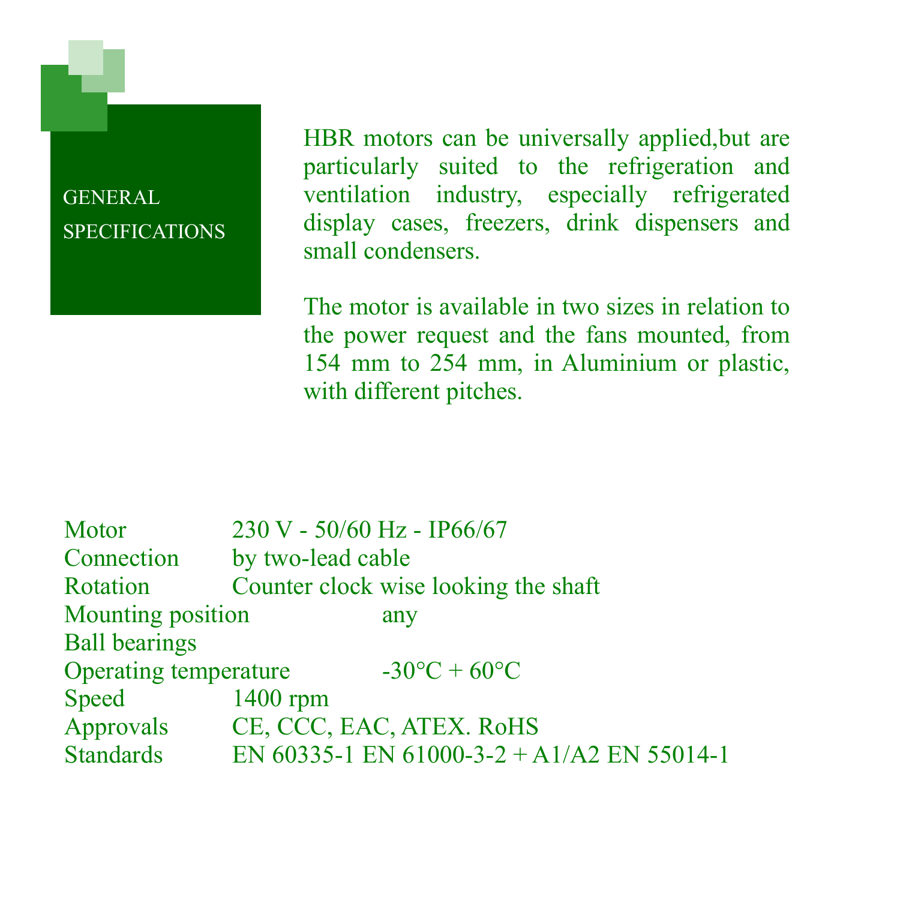## GENERAL SPECIFICATIONS

HBR motors can be universally applied,but are particularly suited to the refrigeration and ventilation industry, especially refrigerated display cases, freezers, drink dispensers and small condensers.

The motor is available in two sizes in relation to the power request and the fans mounted, from 154 mm to 254 mm, in Aluminium or plastic, with different pitches.

| | |
|---|---|
| Motor | 230 V - 50/60 Hz - IP66/67 |
| Connection | by two-lead cable |
| Rotation | Counter clock wise looking the shaft |
| Mounting position | any |
| Ball bearings | |
| Operating temperature | -30°C + 60°C |
| Speed | 1400 rpm |
| Approvals | CE, CCC, EAC, ATEX. RoHS |
| Standards | EN 60335-1 EN 61000-3-2 + A1/A2 EN 55014-1 |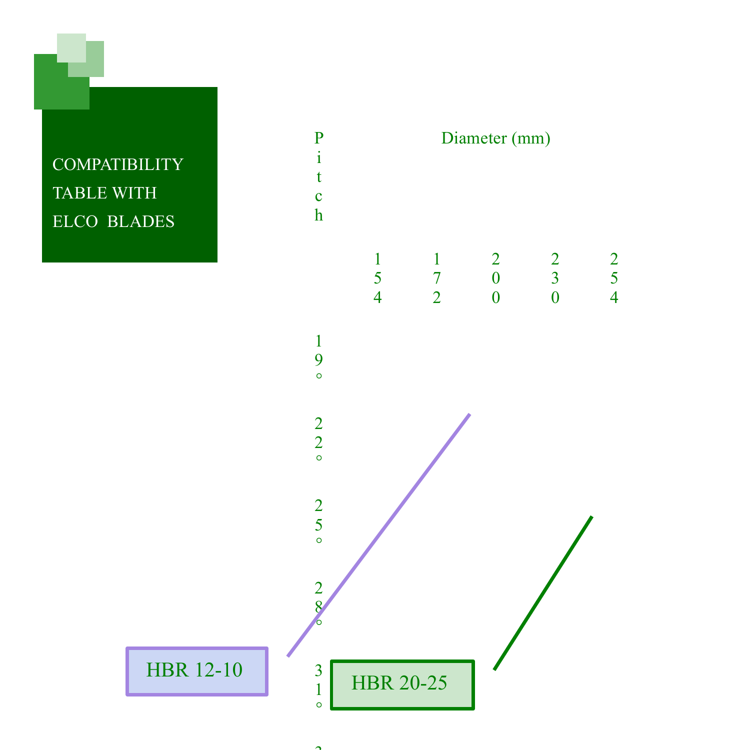# COMPATIBILITY TABLE WITH ELCO BLADES

| Pitch | Diameter (mm) | | | | |
|---|---|---|---|---|---|
| | 154 | 172 | 200 | 230 | 254 |
| 19° | | | | | |
| 22° | | | | | |
| 25° | | | | | |
| 28° | | | | | |
| 31° | | | | | |

HBR 12-10

HBR 20-25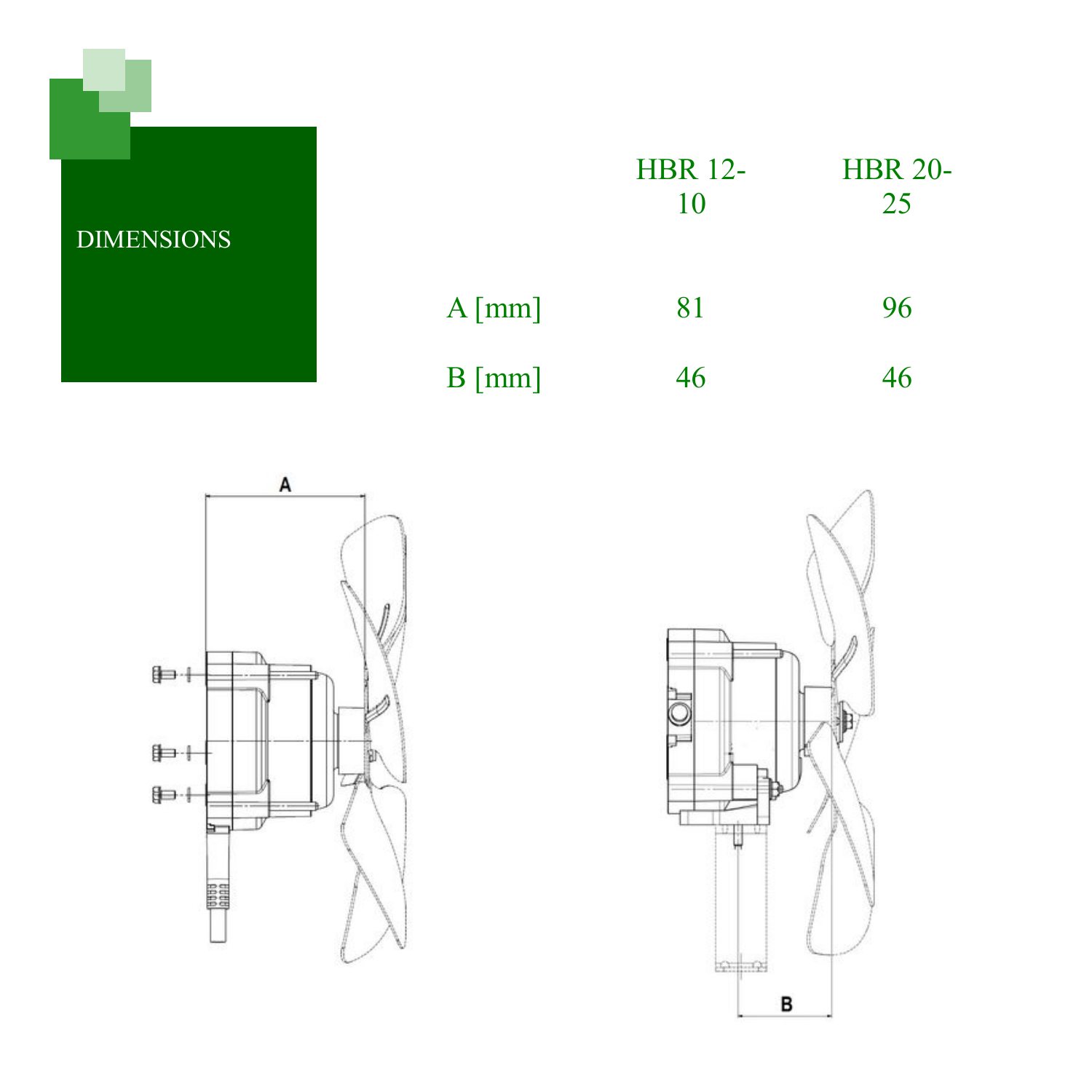## DIMENSIONS

| | HBR 12-10 | HBR 20-25 |
|---|---|---|
| A [mm] | 81 | 96 |
| B [mm] | 46 | 46 |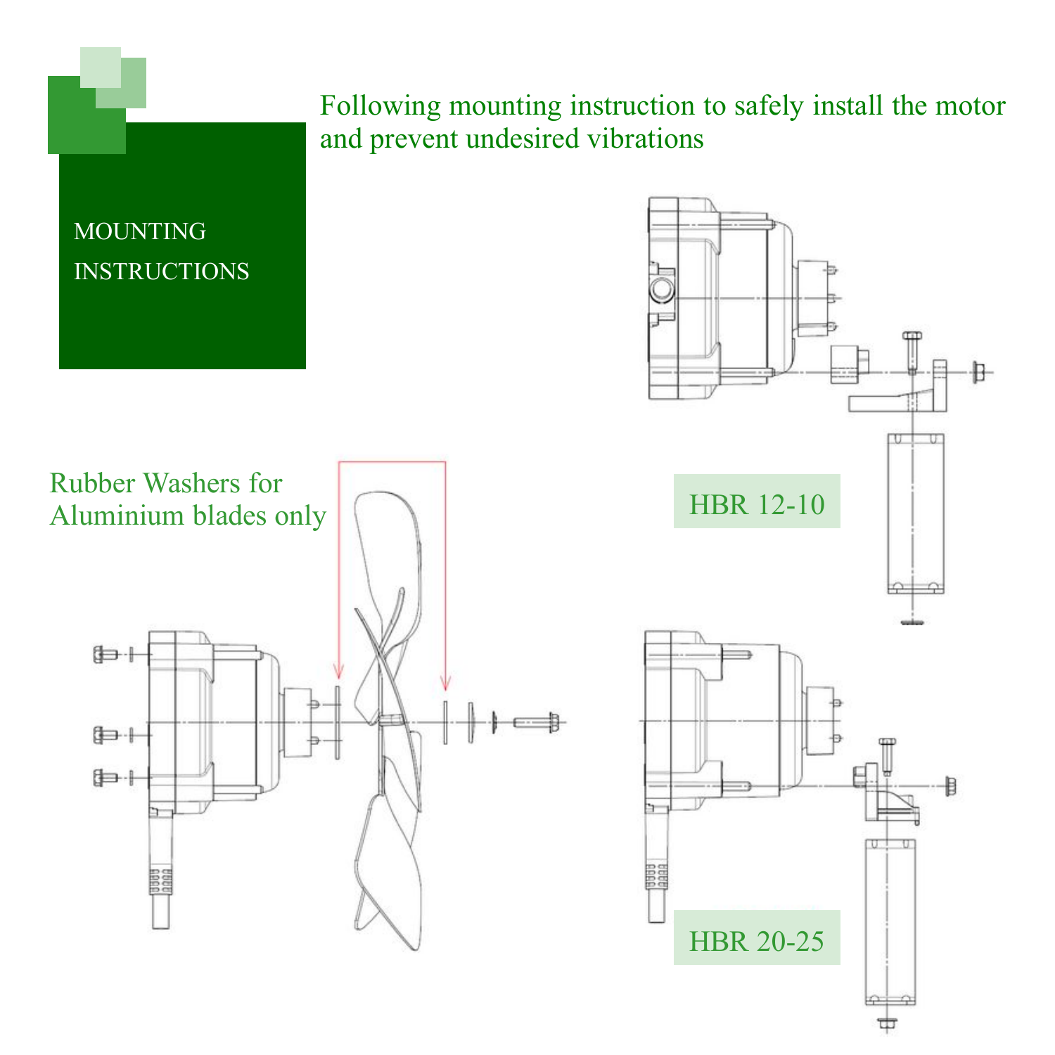# MOUNTING INSTRUCTIONS

Following mounting instruction to safely install the motor and prevent undesired vibrations

Rubber Washers for Aluminium blades only

HBR 12-10

HBR 20-25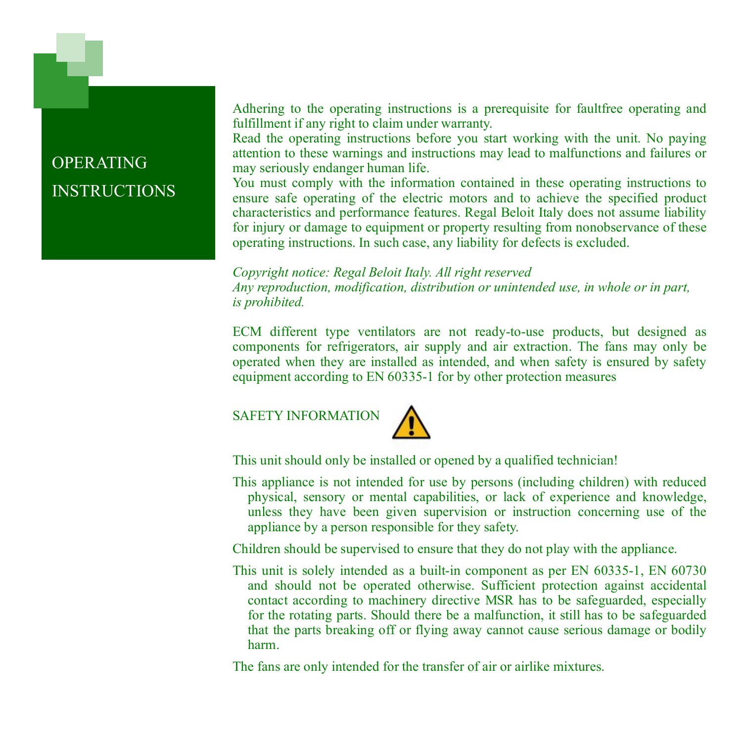# OPERATING INSTRUCTIONS

Adhering to the operating instructions is a prerequisite for faultfree operating and fulfillment if any right to claim under warranty.
Read the operating instructions before you start working with the unit. No paying attention to these warnings and instructions may lead to malfunctions and failures or may seriously endanger human life.
You must comply with the information contained in these operating instructions to ensure safe operating of the electric motors and to achieve the specified product characteristics and performance features. Regal Beloit Italy does not assume liability for injury or damage to equipment or property resulting from nonobservance of these operating instructions. In such case, any liability for defects is excluded.

*Copyright notice: Regal Beloit Italy. All right reserved*
*Any reproduction, modification, distribution or unintended use, in whole or in part, is prohibited.*

ECM different type ventilators are not ready-to-use products, but designed as components for refrigerators, air supply and air extraction. The fans may only be operated when they are installed as intended, and when safety is ensured by safety equipment according to EN 60335-1 for by other protection measures

## SAFETY INFORMATION

This unit should only be installed or opened by a qualified technician!

This appliance is not intended for use by persons (including children) with reduced physical, sensory or mental capabilities, or lack of experience and knowledge, unless they have been given supervision or instruction concerning use of the appliance by a person responsible for they safety.

Children should be supervised to ensure that they do not play with the appliance.

This unit is solely intended as a built-in component as per EN 60335-1, EN 60730 and should not be operated otherwise. Sufficient protection against accidental contact according to machinery directive MSR has to be safeguarded, especially for the rotating parts. Should there be a malfunction, it still has to be safeguarded that the parts breaking off or flying away cannot cause serious damage or bodily harm.

The fans are only intended for the transfer of air or airlike mixtures.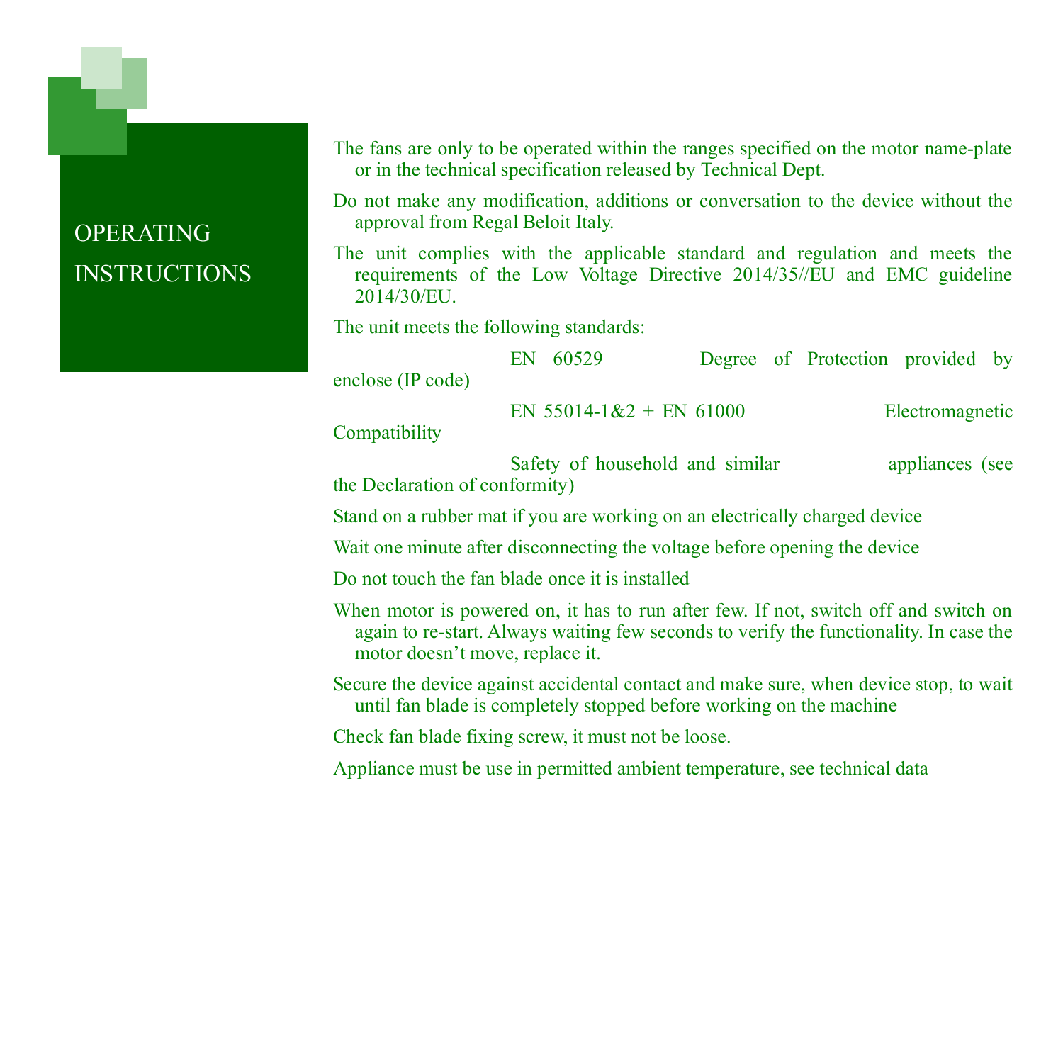# OPERATING INSTRUCTIONS

The fans are only to be operated within the ranges specified on the motor name-plate or in the technical specification released by Technical Dept.

Do not make any modification, additions or conversation to the device without the approval from Regal Beloit Italy.

The unit complies with the applicable standard and regulation and meets the requirements of the Low Voltage Directive 2014/35//EU and EMC guideline 2014/30/EU.

The unit meets the following standards:

EN 60529 Degree of Protection provided by enclose (IP code)

EN 55014-1&2 + EN 61000 Electromagnetic Compatibility

Safety of household and similar appliances (see the Declaration of conformity)

Stand on a rubber mat if you are working on an electrically charged device

Wait one minute after disconnecting the voltage before opening the device

Do not touch the fan blade once it is installed

When motor is powered on, it has to run after few. If not, switch off and switch on again to re-start. Always waiting few seconds to verify the functionality. In case the motor doesn't move, replace it.

Secure the device against accidental contact and make sure, when device stop, to wait until fan blade is completely stopped before working on the machine

Check fan blade fixing screw, it must not be loose.

Appliance must be use in permitted ambient temperature, see technical data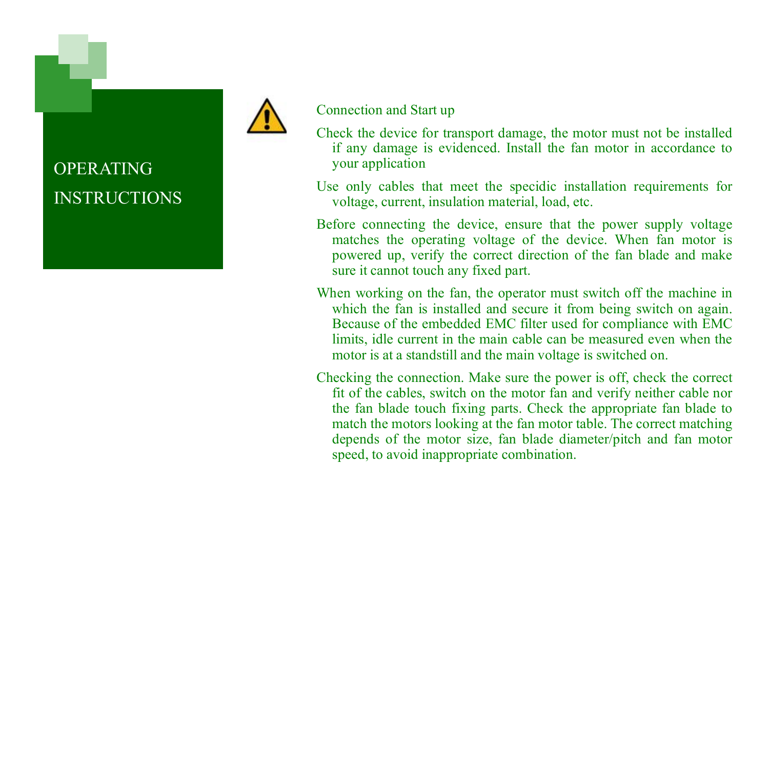# OPERATING INSTRUCTIONS

## Connection and Start up

Check the device for transport damage, the motor must not be installed if any damage is evidenced. Install the fan motor in accordance to your application

Use only cables that meet the specidic installation requirements for voltage, current, insulation material, load, etc.

Before connecting the device, ensure that the power supply voltage matches the operating voltage of the device. When fan motor is powered up, verify the correct direction of the fan blade and make sure it cannot touch any fixed part.

When working on the fan, the operator must switch off the machine in which the fan is installed and secure it from being switch on again. Because of the embedded EMC filter used for compliance with EMC limits, idle current in the main cable can be measured even when the motor is at a standstill and the main voltage is switched on.

Checking the connection. Make sure the power is off, check the correct fit of the cables, switch on the motor fan and verify neither cable nor the fan blade touch fixing parts. Check the appropriate fan blade to match the motors looking at the fan motor table. The correct matching depends of the motor size, fan blade diameter/pitch and fan motor speed, to avoid inappropriate combination.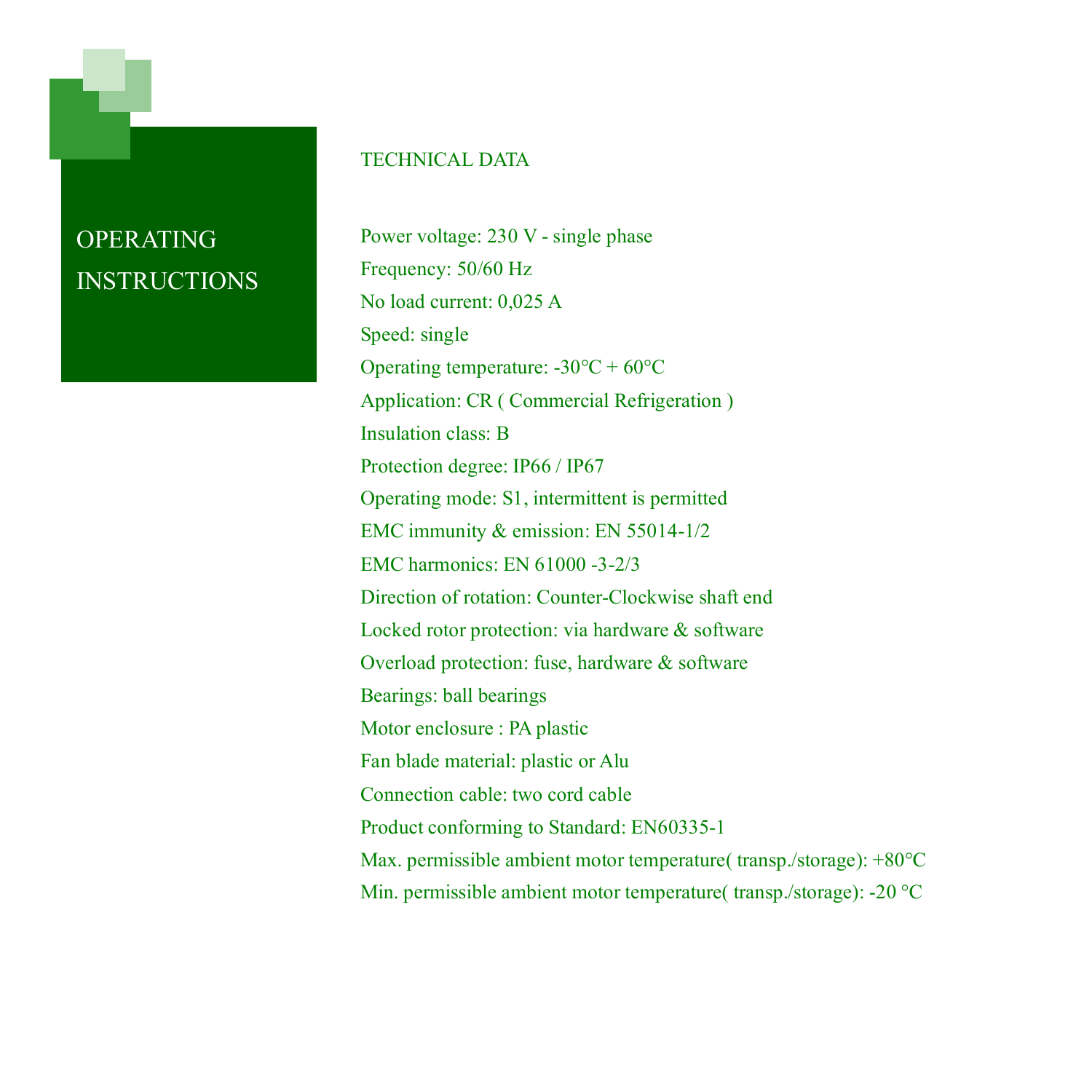# OPERATING INSTRUCTIONS

## TECHNICAL DATA

Power voltage: 230 V - single phase
Frequency: 50/60 Hz
No load current: 0,025 A
Speed: single
Operating temperature: -30°C + 60°C
Application: CR ( Commercial Refrigeration )
Insulation class: B
Protection degree: IP66 / IP67
Operating mode: S1, intermittent is permitted
EMC immunity & emission: EN 55014-1/2
EMC harmonics: EN 61000 -3-2/3
Direction of rotation: Counter-Clockwise shaft end
Locked rotor protection: via hardware & software
Overload protection: fuse, hardware & software
Bearings: ball bearings
Motor enclosure : PA plastic
Fan blade material: plastic or Alu
Connection cable: two cord cable
Product conforming to Standard: EN60335-1
Max. permissible ambient motor temperature( transp./storage): +80°C
Min. permissible ambient motor temperature( transp./storage): -20 °C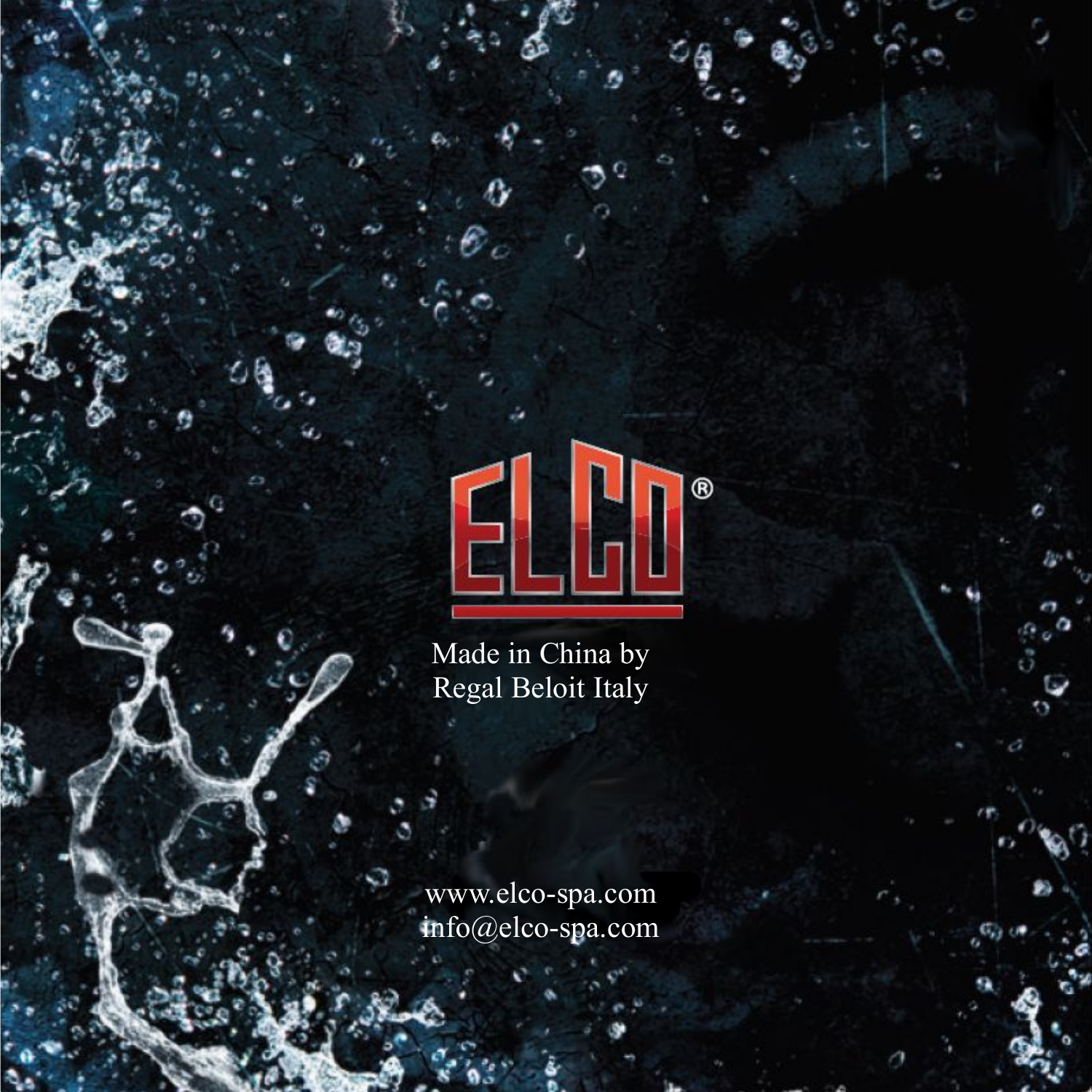ELCO®

Made in China by
Regal Beloit Italy

www.elco-spa.com
info@elco-spa.com